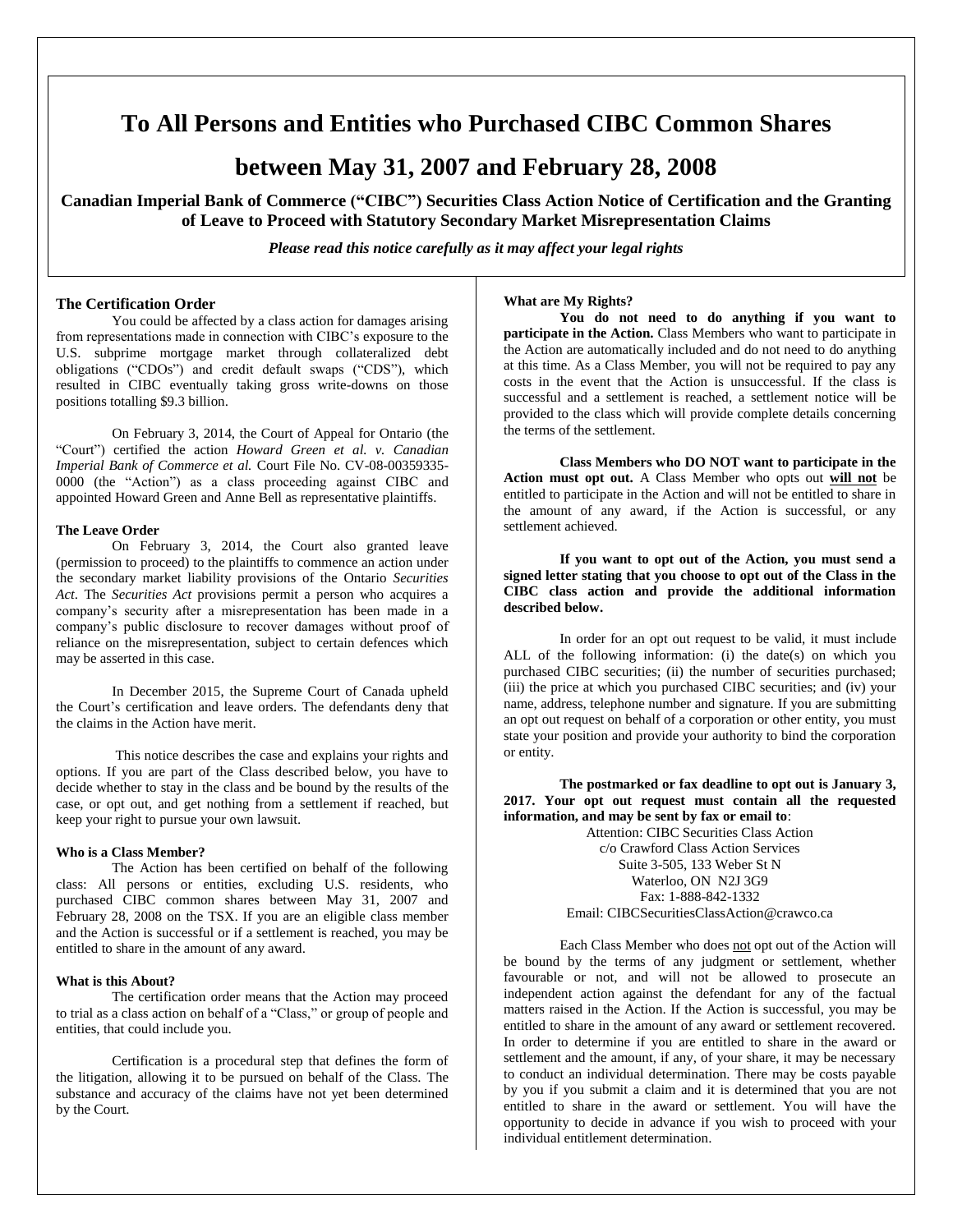# To All Persons and Entities who Purchased CIBC Common Shares

# between May 31, 2007 and February 28, 2008

**Canadian Imperial Bank of Commerce ("CIBC") Securities Class Action Notice of Certification and the Granting of Leave to Proceed with Statutory Secondary Market Misrepresentation Claims**

***Please read this notice carefully as it may affect your legal rights***

### The Certification Order

You could be affected by a class action for damages arising from representations made in connection with CIBC's exposure to the U.S. subprime mortgage market through collateralized debt obligations ("CDOs") and credit default swaps ("CDS"), which resulted in CIBC eventually taking gross write-downs on those positions totalling $9.3 billion.

On February 3, 2014, the Court of Appeal for Ontario (the "Court") certified the action *Howard Green et al. v. Canadian Imperial Bank of Commerce et al.* Court File No. CV-08-00359335-0000 (the "Action") as a class proceeding against CIBC and appointed Howard Green and Anne Bell as representative plaintiffs.

### The Leave Order

On February 3, 2014, the Court also granted leave (permission to proceed) to the plaintiffs to commence an action under the secondary market liability provisions of the Ontario *Securities Act*. The *Securities Act* provisions permit a person who acquires a company's security after a misrepresentation has been made in a company's public disclosure to recover damages without proof of reliance on the misrepresentation, subject to certain defences which may be asserted in this case.

In December 2015, the Supreme Court of Canada upheld the Court's certification and leave orders. The defendants deny that the claims in the Action have merit.

This notice describes the case and explains your rights and options. If you are part of the Class described below, you have to decide whether to stay in the class and be bound by the results of the case, or opt out, and get nothing from a settlement if reached, but keep your right to pursue your own lawsuit.

### Who is a Class Member?

The Action has been certified on behalf of the following class: All persons or entities, excluding U.S. residents, who purchased CIBC common shares between May 31, 2007 and February 28, 2008 on the TSX. If you are an eligible class member and the Action is successful or if a settlement is reached, you may be entitled to share in the amount of any award.

### What is this About?

The certification order means that the Action may proceed to trial as a class action on behalf of a "Class," or group of people and entities, that could include you.

Certification is a procedural step that defines the form of the litigation, allowing it to be pursued on behalf of the Class. The substance and accuracy of the claims have not yet been determined by the Court.

### What are My Rights?

**You do not need to do anything if you want to participate in the Action.** Class Members who want to participate in the Action are automatically included and do not need to do anything at this time. As a Class Member, you will not be required to pay any costs in the event that the Action is unsuccessful. If the class is successful and a settlement is reached, a settlement notice will be provided to the class which will provide complete details concerning the terms of the settlement.

**Class Members who DO NOT want to participate in the Action must opt out.** A Class Member who opts out **will not** be entitled to participate in the Action and will not be entitled to share in the amount of any award, if the Action is successful, or any settlement achieved.

**If you want to opt out of the Action, you must send a signed letter stating that you choose to opt out of the Class in the CIBC class action and provide the additional information described below.**

In order for an opt out request to be valid, it must include ALL of the following information: (i) the date(s) on which you purchased CIBC securities; (ii) the number of securities purchased; (iii) the price at which you purchased CIBC securities; and (iv) your name, address, telephone number and signature. If you are submitting an opt out request on behalf of a corporation or other entity, you must state your position and provide your authority to bind the corporation or entity.

**The postmarked or fax deadline to opt out is January 3, 2017. Your opt out request must contain all the requested information, and may be sent by fax or email to**:

Attention: CIBC Securities Class Action
c/o Crawford Class Action Services
Suite 3-505, 133 Weber St N
Waterloo, ON N2J 3G9
Fax: 1-888-842-1332
Email: CIBCSecuritiesClassAction@crawco.ca

Each Class Member who does not opt out of the Action will be bound by the terms of any judgment or settlement, whether favourable or not, and will not be allowed to prosecute an independent action against the defendant for any of the factual matters raised in the Action. If the Action is successful, you may be entitled to share in the amount of any award or settlement recovered. In order to determine if you are entitled to share in the award or settlement and the amount, if any, of your share, it may be necessary to conduct an individual determination. There may be costs payable by you if you submit a claim and it is determined that you are not entitled to share in the award or settlement. You will have the opportunity to decide in advance if you wish to proceed with your individual entitlement determination.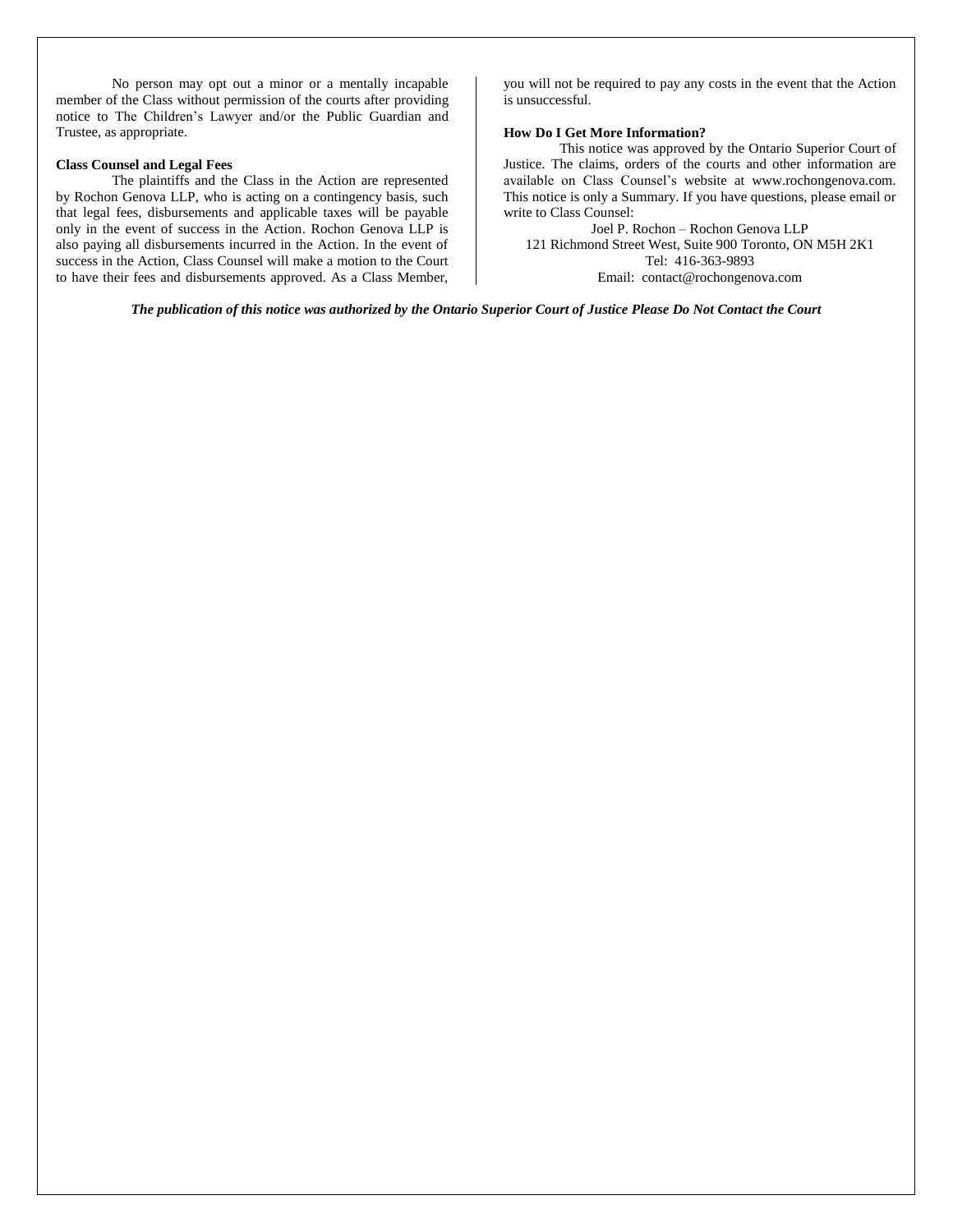No person may opt out a minor or a mentally incapable member of the Class without permission of the courts after providing notice to The Children's Lawyer and/or the Public Guardian and Trustee, as appropriate.

**Class Counsel and Legal Fees**

The plaintiffs and the Class in the Action are represented by Rochon Genova LLP, who is acting on a contingency basis, such that legal fees, disbursements and applicable taxes will be payable only in the event of success in the Action. Rochon Genova LLP is also paying all disbursements incurred in the Action. In the event of success in the Action, Class Counsel will make a motion to the Court to have their fees and disbursements approved. As a Class Member, you will not be required to pay any costs in the event that the Action is unsuccessful.

**How Do I Get More Information?**

This notice was approved by the Ontario Superior Court of Justice. The claims, orders of the courts and other information are available on Class Counsel's website at www.rochongenova.com. This notice is only a Summary. If you have questions, please email or write to Class Counsel:

Joel P. Rochon – Rochon Genova LLP
121 Richmond Street West, Suite 900 Toronto, ON M5H 2K1
Tel: 416-363-9893
Email: contact@rochongenova.com

***The publication of this notice was authorized by the Ontario Superior Court of Justice Please Do Not Contact the Court***